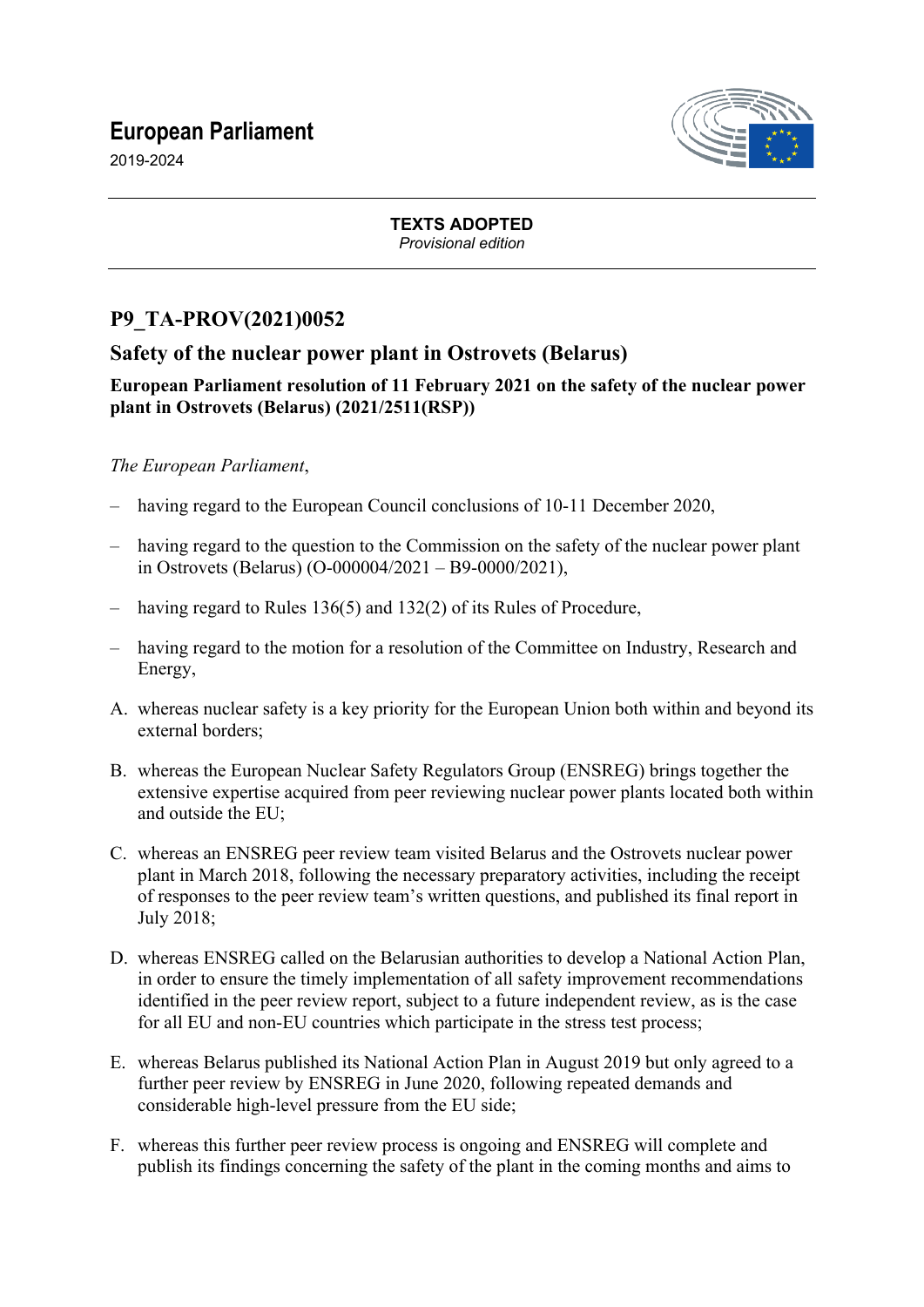# European Parliament

2019-2024

**TEXTS ADOPTED**

*Provisional edition*

## P9_TA-PROV(2021)0052

## Safety of the nuclear power plant in Ostrovets (Belarus)

**European Parliament resolution of 11 February 2021 on the safety of the nuclear power plant in Ostrovets (Belarus) (2021/2511(RSP))**

*The European Parliament*,

– having regard to the European Council conclusions of 10-11 December 2020,

– having regard to the question to the Commission on the safety of the nuclear power plant in Ostrovets (Belarus) (O-000004/2021 – B9-0000/2021),

– having regard to Rules 136(5) and 132(2) of its Rules of Procedure,

– having regard to the motion for a resolution of the Committee on Industry, Research and Energy,

A. whereas nuclear safety is a key priority for the European Union both within and beyond its external borders;

B. whereas the European Nuclear Safety Regulators Group (ENSREG) brings together the extensive expertise acquired from peer reviewing nuclear power plants located both within and outside the EU;

C. whereas an ENSREG peer review team visited Belarus and the Ostrovets nuclear power plant in March 2018, following the necessary preparatory activities, including the receipt of responses to the peer review team's written questions, and published its final report in July 2018;

D. whereas ENSREG called on the Belarusian authorities to develop a National Action Plan, in order to ensure the timely implementation of all safety improvement recommendations identified in the peer review report, subject to a future independent review, as is the case for all EU and non-EU countries which participate in the stress test process;

E. whereas Belarus published its National Action Plan in August 2019 but only agreed to a further peer review by ENSREG in June 2020, following repeated demands and considerable high-level pressure from the EU side;

F. whereas this further peer review process is ongoing and ENSREG will complete and publish its findings concerning the safety of the plant in the coming months and aims to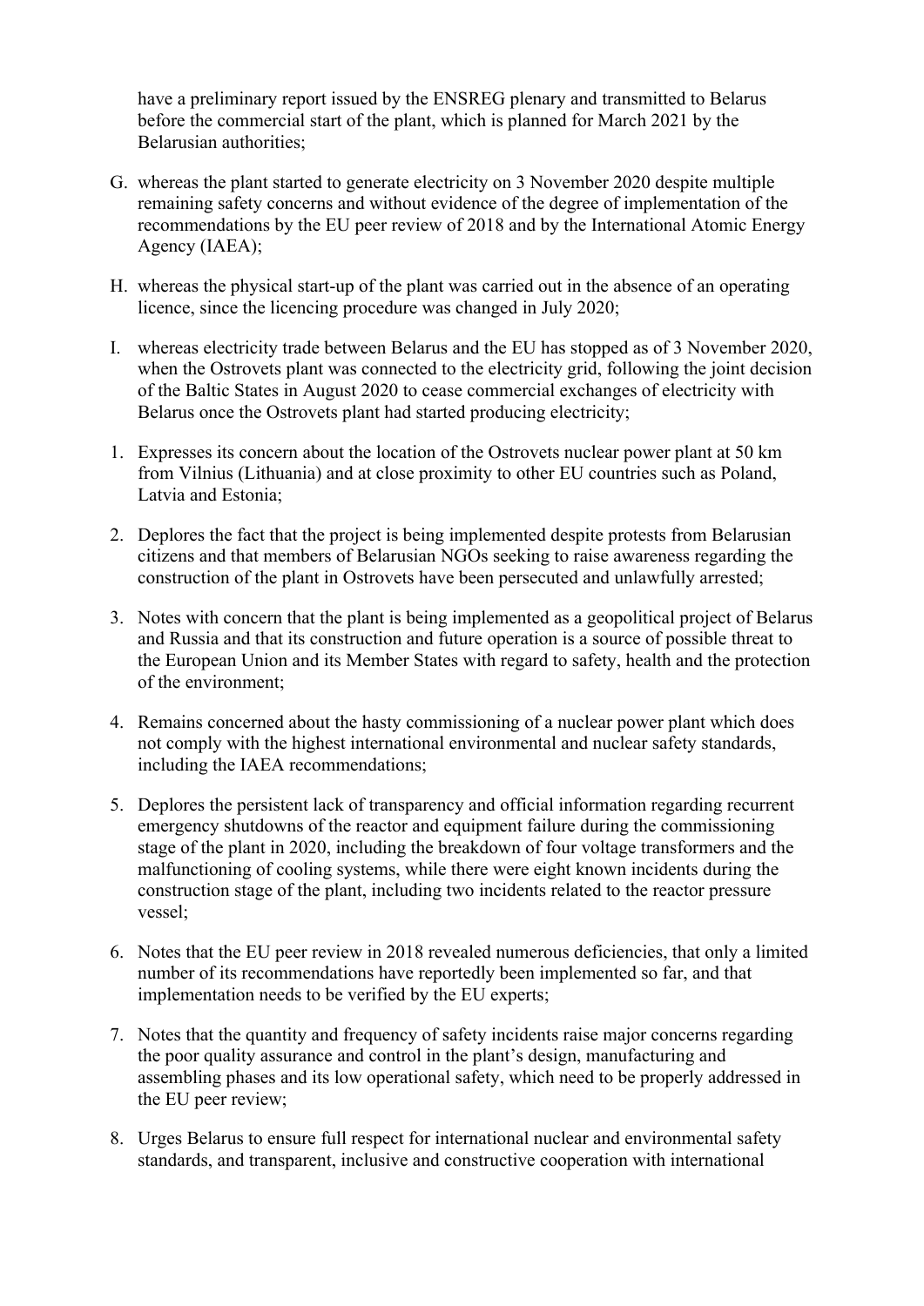have a preliminary report issued by the ENSREG plenary and transmitted to Belarus before the commercial start of the plant, which is planned for March 2021 by the Belarusian authorities;

G. whereas the plant started to generate electricity on 3 November 2020 despite multiple remaining safety concerns and without evidence of the degree of implementation of the recommendations by the EU peer review of 2018 and by the International Atomic Energy Agency (IAEA);

H. whereas the physical start-up of the plant was carried out in the absence of an operating licence, since the licencing procedure was changed in July 2020;

I. whereas electricity trade between Belarus and the EU has stopped as of 3 November 2020, when the Ostrovets plant was connected to the electricity grid, following the joint decision of the Baltic States in August 2020 to cease commercial exchanges of electricity with Belarus once the Ostrovets plant had started producing electricity;

1. Expresses its concern about the location of the Ostrovets nuclear power plant at 50 km from Vilnius (Lithuania) and at close proximity to other EU countries such as Poland, Latvia and Estonia;

2. Deplores the fact that the project is being implemented despite protests from Belarusian citizens and that members of Belarusian NGOs seeking to raise awareness regarding the construction of the plant in Ostrovets have been persecuted and unlawfully arrested;

3. Notes with concern that the plant is being implemented as a geopolitical project of Belarus and Russia and that its construction and future operation is a source of possible threat to the European Union and its Member States with regard to safety, health and the protection of the environment;

4. Remains concerned about the hasty commissioning of a nuclear power plant which does not comply with the highest international environmental and nuclear safety standards, including the IAEA recommendations;

5. Deplores the persistent lack of transparency and official information regarding recurrent emergency shutdowns of the reactor and equipment failure during the commissioning stage of the plant in 2020, including the breakdown of four voltage transformers and the malfunctioning of cooling systems, while there were eight known incidents during the construction stage of the plant, including two incidents related to the reactor pressure vessel;

6. Notes that the EU peer review in 2018 revealed numerous deficiencies, that only a limited number of its recommendations have reportedly been implemented so far, and that implementation needs to be verified by the EU experts;

7. Notes that the quantity and frequency of safety incidents raise major concerns regarding the poor quality assurance and control in the plant's design, manufacturing and assembling phases and its low operational safety, which need to be properly addressed in the EU peer review;

8. Urges Belarus to ensure full respect for international nuclear and environmental safety standards, and transparent, inclusive and constructive cooperation with international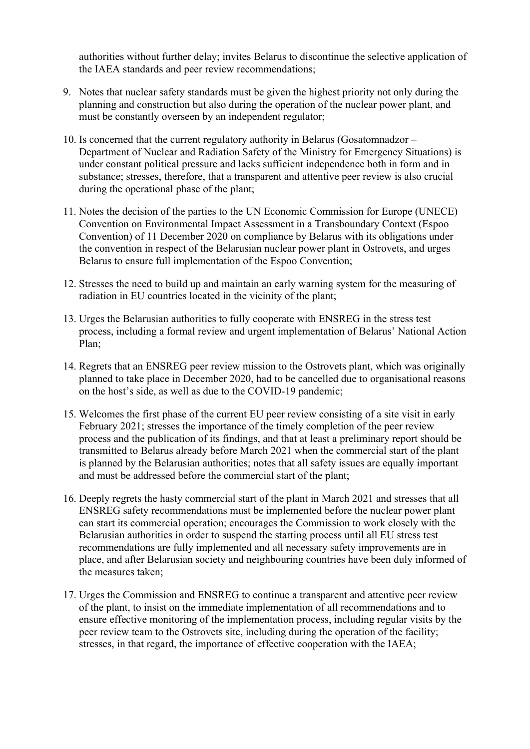authorities without further delay; invites Belarus to discontinue the selective application of the IAEA standards and peer review recommendations;

9. Notes that nuclear safety standards must be given the highest priority not only during the planning and construction but also during the operation of the nuclear power plant, and must be constantly overseen by an independent regulator;

10. Is concerned that the current regulatory authority in Belarus (Gosatomnadzor – Department of Nuclear and Radiation Safety of the Ministry for Emergency Situations) is under constant political pressure and lacks sufficient independence both in form and in substance; stresses, therefore, that a transparent and attentive peer review is also crucial during the operational phase of the plant;

11. Notes the decision of the parties to the UN Economic Commission for Europe (UNECE) Convention on Environmental Impact Assessment in a Transboundary Context (Espoo Convention) of 11 December 2020 on compliance by Belarus with its obligations under the convention in respect of the Belarusian nuclear power plant in Ostrovets, and urges Belarus to ensure full implementation of the Espoo Convention;

12. Stresses the need to build up and maintain an early warning system for the measuring of radiation in EU countries located in the vicinity of the plant;

13. Urges the Belarusian authorities to fully cooperate with ENSREG in the stress test process, including a formal review and urgent implementation of Belarus' National Action Plan;

14. Regrets that an ENSREG peer review mission to the Ostrovets plant, which was originally planned to take place in December 2020, had to be cancelled due to organisational reasons on the host's side, as well as due to the COVID-19 pandemic;

15. Welcomes the first phase of the current EU peer review consisting of a site visit in early February 2021; stresses the importance of the timely completion of the peer review process and the publication of its findings, and that at least a preliminary report should be transmitted to Belarus already before March 2021 when the commercial start of the plant is planned by the Belarusian authorities; notes that all safety issues are equally important and must be addressed before the commercial start of the plant;

16. Deeply regrets the hasty commercial start of the plant in March 2021 and stresses that all ENSREG safety recommendations must be implemented before the nuclear power plant can start its commercial operation; encourages the Commission to work closely with the Belarusian authorities in order to suspend the starting process until all EU stress test recommendations are fully implemented and all necessary safety improvements are in place, and after Belarusian society and neighbouring countries have been duly informed of the measures taken;

17. Urges the Commission and ENSREG to continue a transparent and attentive peer review of the plant, to insist on the immediate implementation of all recommendations and to ensure effective monitoring of the implementation process, including regular visits by the peer review team to the Ostrovets site, including during the operation of the facility; stresses, in that regard, the importance of effective cooperation with the IAEA;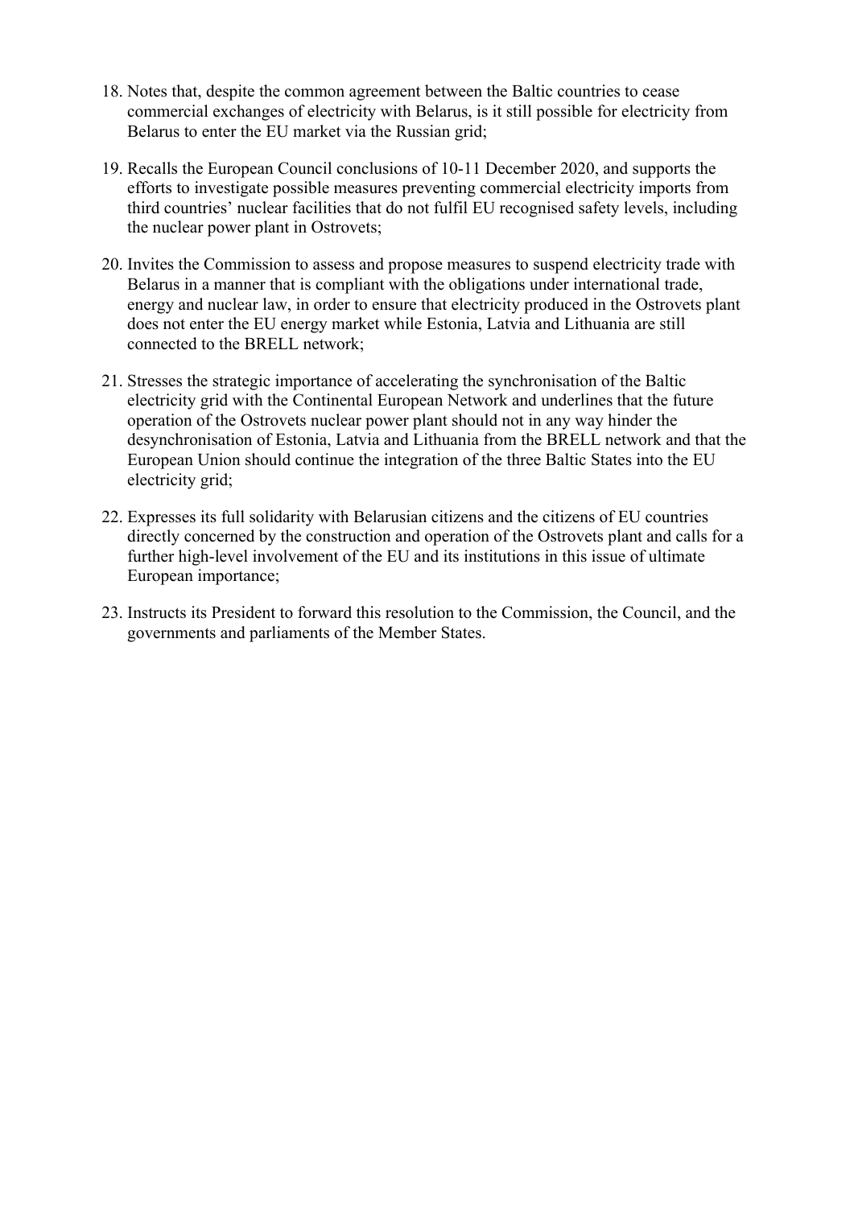18. Notes that, despite the common agreement between the Baltic countries to cease commercial exchanges of electricity with Belarus, is it still possible for electricity from Belarus to enter the EU market via the Russian grid;

19. Recalls the European Council conclusions of 10-11 December 2020, and supports the efforts to investigate possible measures preventing commercial electricity imports from third countries' nuclear facilities that do not fulfil EU recognised safety levels, including the nuclear power plant in Ostrovets;

20. Invites the Commission to assess and propose measures to suspend electricity trade with Belarus in a manner that is compliant with the obligations under international trade, energy and nuclear law, in order to ensure that electricity produced in the Ostrovets plant does not enter the EU energy market while Estonia, Latvia and Lithuania are still connected to the BRELL network;

21. Stresses the strategic importance of accelerating the synchronisation of the Baltic electricity grid with the Continental European Network and underlines that the future operation of the Ostrovets nuclear power plant should not in any way hinder the desynchronisation of Estonia, Latvia and Lithuania from the BRELL network and that the European Union should continue the integration of the three Baltic States into the EU electricity grid;

22. Expresses its full solidarity with Belarusian citizens and the citizens of EU countries directly concerned by the construction and operation of the Ostrovets plant and calls for a further high-level involvement of the EU and its institutions in this issue of ultimate European importance;

23. Instructs its President to forward this resolution to the Commission, the Council, and the governments and parliaments of the Member States.